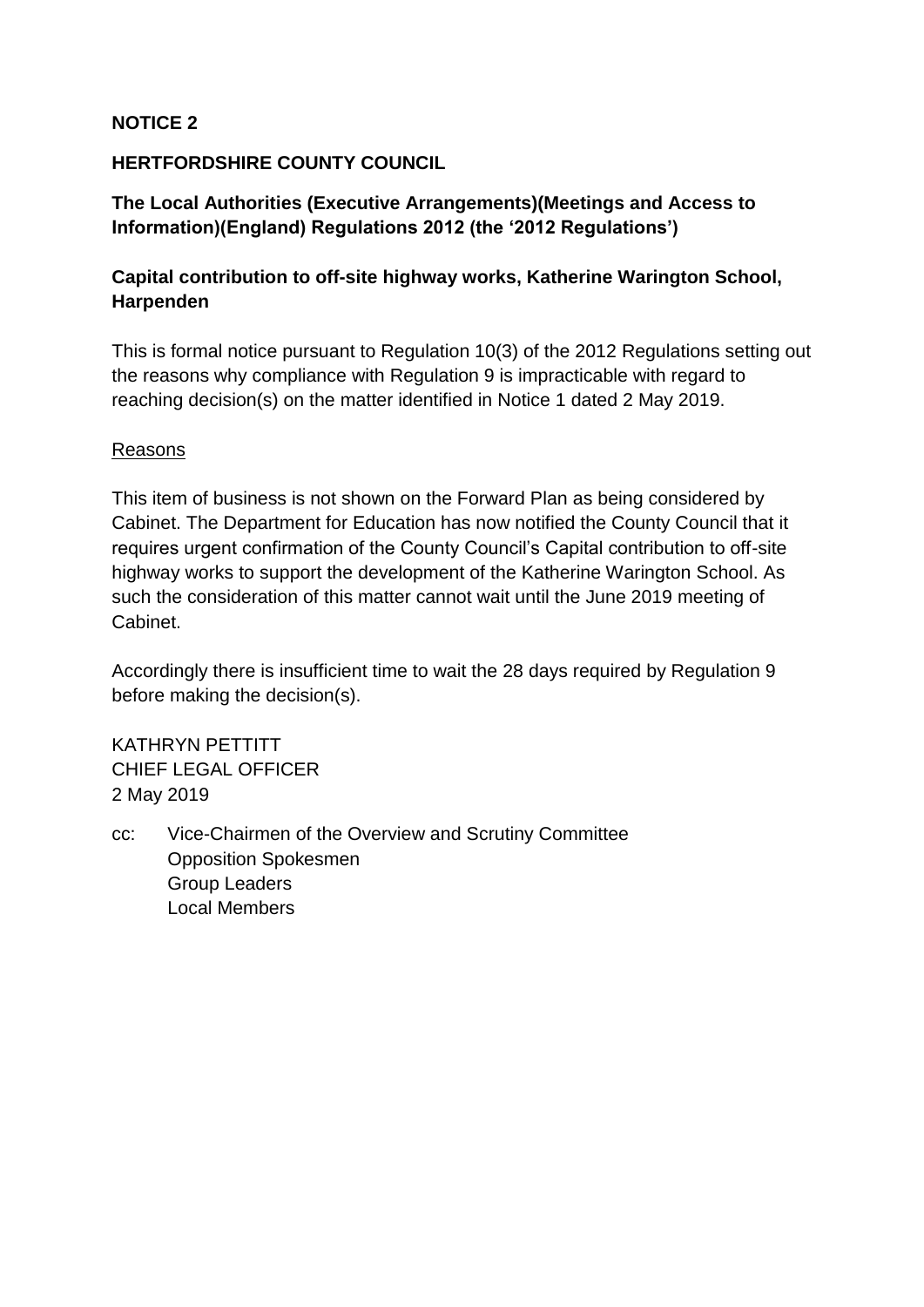**NOTICE 2**

**HERTFORDSHIRE COUNTY COUNCIL**

**The Local Authorities (Executive Arrangements)(Meetings and Access to Information)(England) Regulations 2012 (the '2012 Regulations')**

**Capital contribution to off-site highway works, Katherine Warington School, Harpenden**

This is formal notice pursuant to Regulation 10(3) of the 2012 Regulations setting out the reasons why compliance with Regulation 9 is impracticable with regard to reaching decision(s) on the matter identified in Notice 1 dated 2 May 2019.

<u>Reasons</u>

This item of business is not shown on the Forward Plan as being considered by Cabinet. The Department for Education has now notified the County Council that it requires urgent confirmation of the County Council's Capital contribution to off-site highway works to support the development of the Katherine Warington School. As such the consideration of this matter cannot wait until the June 2019 meeting of Cabinet.

Accordingly there is insufficient time to wait the 28 days required by Regulation 9 before making the decision(s).

KATHRYN PETTITT
CHIEF LEGAL OFFICER
2 May 2019

cc: Vice-Chairmen of the Overview and Scrutiny Committee
Opposition Spokesmen
Group Leaders
Local Members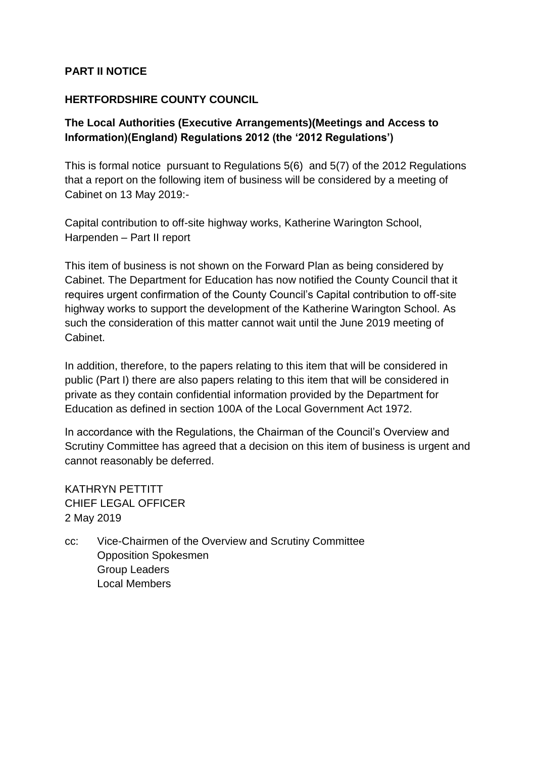**PART II NOTICE**

**HERTFORDSHIRE COUNTY COUNCIL**

**The Local Authorities (Executive Arrangements)(Meetings and Access to Information)(England) Regulations 2012 (the '2012 Regulations')**

This is formal notice pursuant to Regulations 5(6) and 5(7) of the 2012 Regulations that a report on the following item of business will be considered by a meeting of Cabinet on 13 May 2019:-

Capital contribution to off-site highway works, Katherine Warington School, Harpenden – Part II report

This item of business is not shown on the Forward Plan as being considered by Cabinet. The Department for Education has now notified the County Council that it requires urgent confirmation of the County Council's Capital contribution to off-site highway works to support the development of the Katherine Warington School. As such the consideration of this matter cannot wait until the June 2019 meeting of Cabinet.

In addition, therefore, to the papers relating to this item that will be considered in public (Part I) there are also papers relating to this item that will be considered in private as they contain confidential information provided by the Department for Education as defined in section 100A of the Local Government Act 1972.

In accordance with the Regulations, the Chairman of the Council's Overview and Scrutiny Committee has agreed that a decision on this item of business is urgent and cannot reasonably be deferred.

KATHRYN PETTITT
CHIEF LEGAL OFFICER
2 May 2019

cc: Vice-Chairmen of the Overview and Scrutiny Committee
Opposition Spokesmen
Group Leaders
Local Members